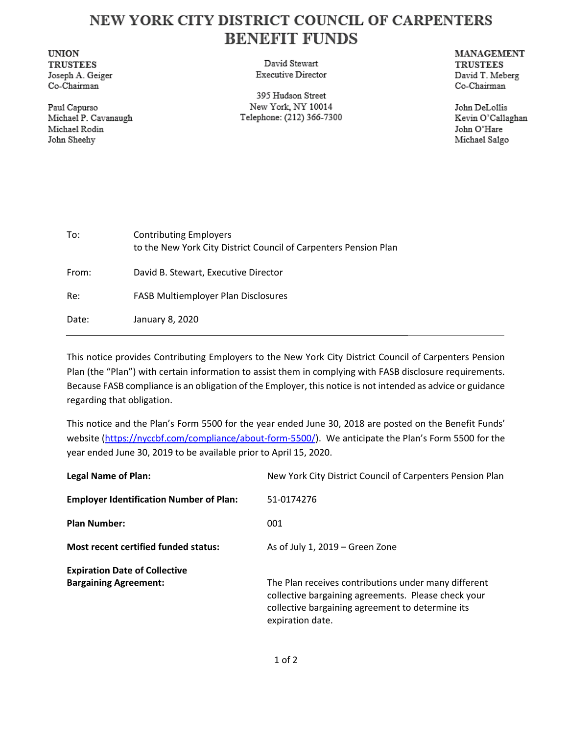# NEW YORK CITY DISTRICT COUNCIL OF CARPENTERS BENEFIT FUNDS

**UNION TRUSTEES**
Joseph A. Geiger
Co-Chairman

Paul Capurso
Michael P. Cavanaugh
Michael Rodin
John Sheehy

David Stewart
Executive Director

395 Hudson Street
New York, NY 10014
Telephone: (212) 366-7300

**MANAGEMENT TRUSTEES**
David T. Meberg
Co-Chairman

John DeLollis
Kevin O'Callaghan
John O'Hare
Michael Salgo

| | |
|---|---|
| To: | Contributing Employers to the New York City District Council of Carpenters Pension Plan |
| From: | David B. Stewart, Executive Director |
| Re: | FASB Multiemployer Plan Disclosures |
| Date: | January 8, 2020 |

---

This notice provides Contributing Employers to the New York City District Council of Carpenters Pension Plan (the "Plan") with certain information to assist them in complying with FASB disclosure requirements. Because FASB compliance is an obligation of the Employer, this notice is not intended as advice or guidance regarding that obligation.

This notice and the Plan's Form 5500 for the year ended June 30, 2018 are posted on the Benefit Funds' website (https://nyccbf.com/compliance/about-form-5500/). We anticipate the Plan's Form 5500 for the year ended June 30, 2019 to be available prior to April 15, 2020.

| | |
|---|---|
| **Legal Name of Plan:** | New York City District Council of Carpenters Pension Plan |
| **Employer Identification Number of Plan:** | 51-0174276 |
| **Plan Number:** | 001 |
| **Most recent certified funded status:** | As of July 1, 2019 – Green Zone |
| **Expiration Date of Collective Bargaining Agreement:** | The Plan receives contributions under many different collective bargaining agreements. Please check your collective bargaining agreement to determine its expiration date. |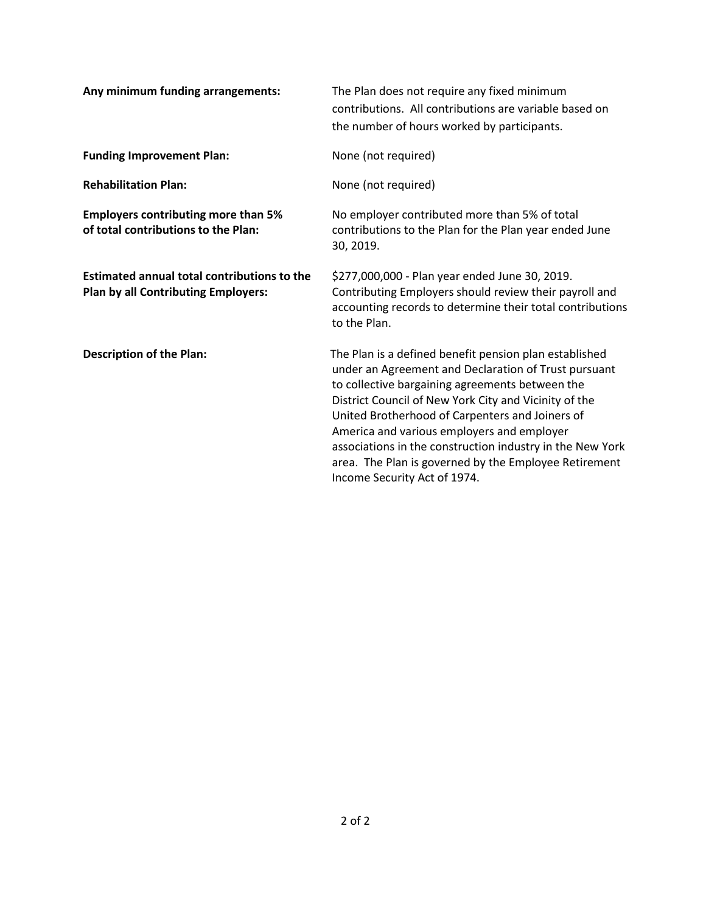| | |
|---|---|
| **Any minimum funding arrangements:** | The Plan does not require any fixed minimum contributions. All contributions are variable based on the number of hours worked by participants. |
| **Funding Improvement Plan:** | None (not required) |
| **Rehabilitation Plan:** | None (not required) |
| **Employers contributing more than 5% of total contributions to the Plan:** | No employer contributed more than 5% of total contributions to the Plan for the Plan year ended June 30, 2019. |
| **Estimated annual total contributions to the Plan by all Contributing Employers:** | $277,000,000 - Plan year ended June 30, 2019. Contributing Employers should review their payroll and accounting records to determine their total contributions to the Plan. |
| **Description of the Plan:** | The Plan is a defined benefit pension plan established under an Agreement and Declaration of Trust pursuant to collective bargaining agreements between the District Council of New York City and Vicinity of the United Brotherhood of Carpenters and Joiners of America and various employers and employer associations in the construction industry in the New York area. The Plan is governed by the Employee Retirement Income Security Act of 1974. |